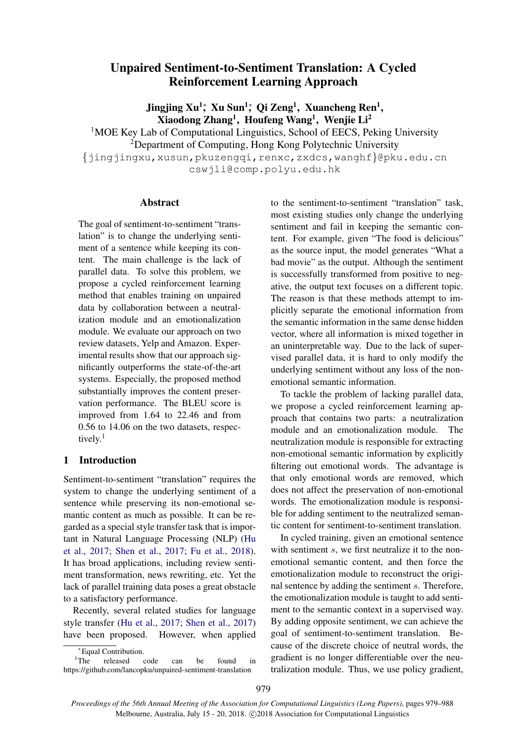# Unpaired Sentiment-to-Sentiment Translation: A Cycled Reinforcement Learning Approach

**Jingjing Xu[1]*, Xu Sun[1]*, Qi Zeng[1], Xuancheng Ren[1], Xiaodong Zhang[1], Houfeng Wang[1], Wenjie Li[2]**

[1]MOE Key Lab of Computational Linguistics, School of EECS, Peking University
[2]Department of Computing, Hong Kong Polytechnic University

{jingjingxu,xusun,pkuzengqi,renxc,zxdcs,wanghf}@pku.edu.cn
cswjli@comp.polyu.edu.hk

## Abstract

The goal of sentiment-to-sentiment "translation" is to change the underlying sentiment of a sentence while keeping its content. The main challenge is the lack of parallel data. To solve this problem, we propose a cycled reinforcement learning method that enables training on unpaired data by collaboration between a neutralization module and an emotionalization module. We evaluate our approach on two review datasets, Yelp and Amazon. Experimental results show that our approach significantly outperforms the state-of-the-art systems. Especially, the proposed method substantially improves the content preservation performance. The BLEU score is improved from 1.64 to 22.46 and from 0.56 to 14.06 on the two datasets, respectively.[1]

## 1 Introduction

Sentiment-to-sentiment "translation" requires the system to change the underlying sentiment of a sentence while preserving its non-emotional semantic content as much as possible. It can be regarded as a special style transfer task that is important in Natural Language Processing (NLP) (Hu et al., 2017; Shen et al., 2017; Fu et al., 2018). It has broad applications, including review sentiment transformation, news rewriting, etc. Yet the lack of parallel training data poses a great obstacle to a satisfactory performance.

Recently, several related studies for language style transfer (Hu et al., 2017; Shen et al., 2017) have been proposed. However, when applied to the sentiment-to-sentiment "translation" task, most existing studies only change the underlying sentiment and fail in keeping the semantic content. For example, given "The food is delicious" as the source input, the model generates "What a bad movie" as the output. Although the sentiment is successfully transformed from positive to negative, the output text focuses on a different topic. The reason is that these methods attempt to implicitly separate the emotional information from the semantic information in the same dense hidden vector, where all information is mixed together in an uninterpretable way. Due to the lack of supervised parallel data, it is hard to only modify the underlying sentiment without any loss of the non-emotional semantic information.

To tackle the problem of lacking parallel data, we propose a cycled reinforcement learning approach that contains two parts: a neutralization module and an emotionalization module. The neutralization module is responsible for extracting non-emotional semantic information by explicitly filtering out emotional words. The advantage is that only emotional words are removed, which does not affect the preservation of non-emotional words. The emotionalization module is responsible for adding sentiment to the neutralized semantic content for sentiment-to-sentiment translation.

In cycled training, given an emotional sentence with sentiment $s$, we first neutralize it to the non-emotional semantic content, and then force the emotionalization module to reconstruct the original sentence by adding the sentiment $s$. Therefore, the emotionalization module is taught to add sentiment to the semantic context in a supervised way. By adding opposite sentiment, we can achieve the goal of sentiment-to-sentiment translation. Because of the discrete choice of neutral words, the gradient is no longer differentiable over the neutralization module. Thus, we use policy gradient,

*Equal Contribution.

[1]The released code can be found in https://github.com/lancopku/unpaired-sentiment-translation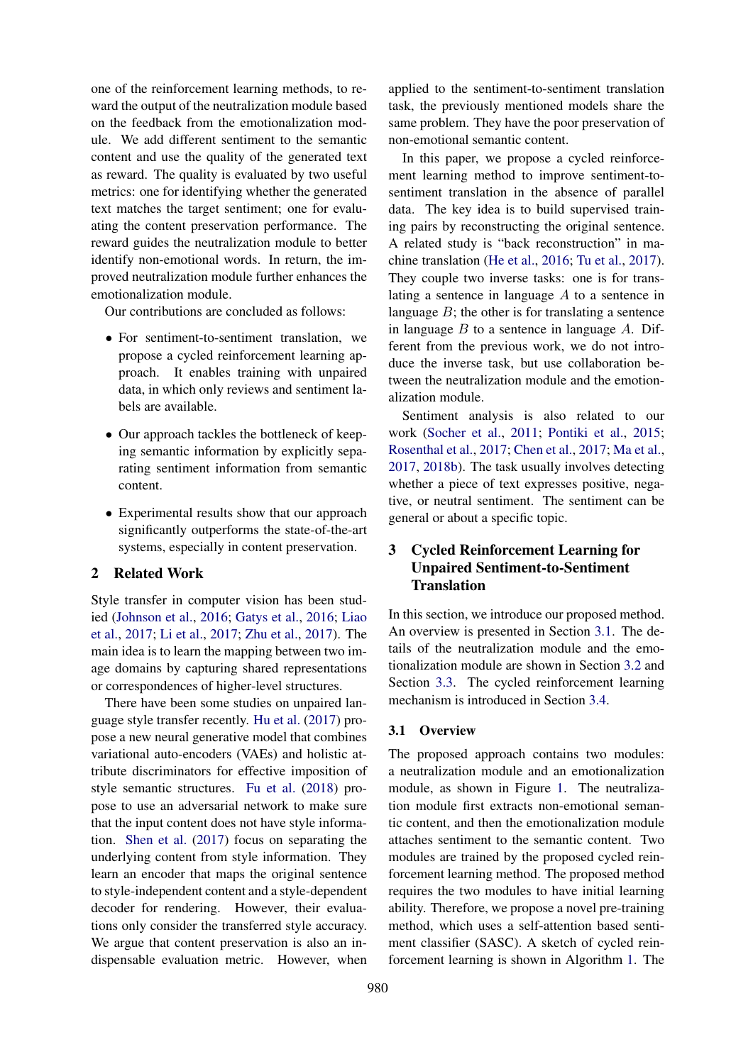one of the reinforcement learning methods, to reward the output of the neutralization module based on the feedback from the emotionalization module. We add different sentiment to the semantic content and use the quality of the generated text as reward. The quality is evaluated by two useful metrics: one for identifying whether the generated text matches the target sentiment; one for evaluating the content preservation performance. The reward guides the neutralization module to better identify non-emotional words. In return, the improved neutralization module further enhances the emotionalization module.

Our contributions are concluded as follows:

- For sentiment-to-sentiment translation, we propose a cycled reinforcement learning approach. It enables training with unpaired data, in which only reviews and sentiment labels are available.
- Our approach tackles the bottleneck of keeping semantic information by explicitly separating sentiment information from semantic content.
- Experimental results show that our approach significantly outperforms the state-of-the-art systems, especially in content preservation.

## 2 Related Work

Style transfer in computer vision has been studied (Johnson et al., 2016; Gatys et al., 2016; Liao et al., 2017; Li et al., 2017; Zhu et al., 2017). The main idea is to learn the mapping between two image domains by capturing shared representations or correspondences of higher-level structures.

There have been some studies on unpaired language style transfer recently. Hu et al. (2017) propose a new neural generative model that combines variational auto-encoders (VAEs) and holistic attribute discriminators for effective imposition of style semantic structures. Fu et al. (2018) propose to use an adversarial network to make sure that the input content does not have style information. Shen et al. (2017) focus on separating the underlying content from style information. They learn an encoder that maps the original sentence to style-independent content and a style-dependent decoder for rendering. However, their evaluations only consider the transferred style accuracy. We argue that content preservation is also an indispensable evaluation metric. However, when applied to the sentiment-to-sentiment translation task, the previously mentioned models share the same problem. They have the poor preservation of non-emotional semantic content.

In this paper, we propose a cycled reinforcement learning method to improve sentiment-to-sentiment translation in the absence of parallel data. The key idea is to build supervised training pairs by reconstructing the original sentence. A related study is "back reconstruction" in machine translation (He et al., 2016; Tu et al., 2017). They couple two inverse tasks: one is for translating a sentence in language $A$ to a sentence in language $B$; the other is for translating a sentence in language $B$ to a sentence in language $A$. Different from the previous work, we do not introduce the inverse task, but use collaboration between the neutralization module and the emotionalization module.

Sentiment analysis is also related to our work (Socher et al., 2011; Pontiki et al., 2015; Rosenthal et al., 2017; Chen et al., 2017; Ma et al., 2017, 2018b). The task usually involves detecting whether a piece of text expresses positive, negative, or neutral sentiment. The sentiment can be general or about a specific topic.

## 3 Cycled Reinforcement Learning for Unpaired Sentiment-to-Sentiment Translation

In this section, we introduce our proposed method. An overview is presented in Section 3.1. The details of the neutralization module and the emotionalization module are shown in Section 3.2 and Section 3.3. The cycled reinforcement learning mechanism is introduced in Section 3.4.

### 3.1 Overview

The proposed approach contains two modules: a neutralization module and an emotionalization module, as shown in Figure 1. The neutralization module first extracts non-emotional semantic content, and then the emotionalization module attaches sentiment to the semantic content. Two modules are trained by the proposed cycled reinforcement learning method. The proposed method requires the two modules to have initial learning ability. Therefore, we propose a novel pre-training method, which uses a self-attention based sentiment classifier (SASC). A sketch of cycled reinforcement learning is shown in Algorithm 1. The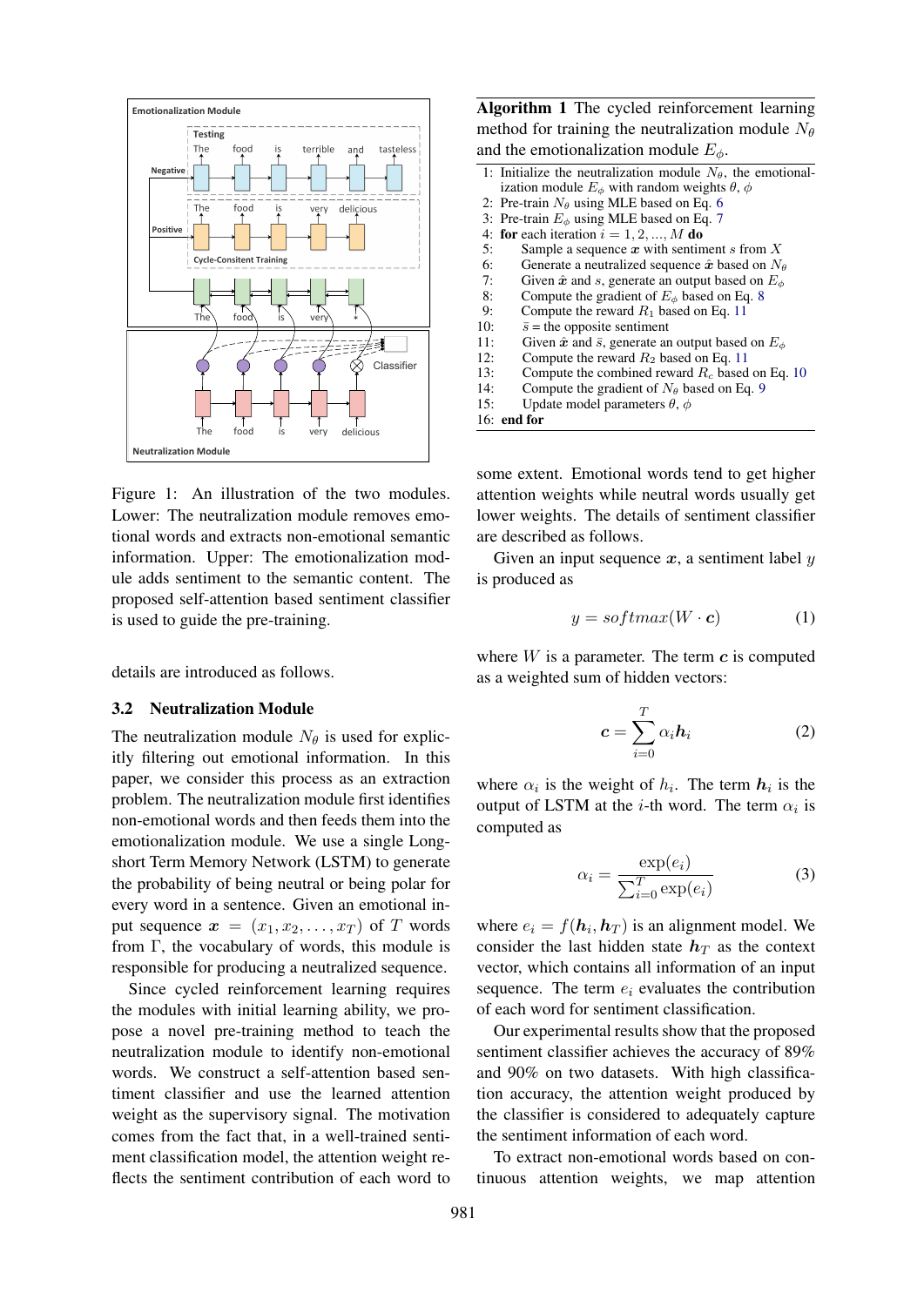Figure 1: An illustration of the two modules. Lower: The neutralization module removes emotional words and extracts non-emotional semantic information. Upper: The emotionalization module adds sentiment to the semantic content. The proposed self-attention based sentiment classifier is used to guide the pre-training.

details are introduced as follows.

### 3.2 Neutralization Module

The neutralization module $N_\theta$ is used for explicitly filtering out emotional information. In this paper, we consider this process as an extraction problem. The neutralization module first identifies non-emotional words and then feeds them into the emotionalization module. We use a single Long-short Term Memory Network (LSTM) to generate the probability of being neutral or being polar for every word in a sentence. Given an emotional input sequence $\boldsymbol{x} = (x_1, x_2, \ldots, x_T)$ of $T$ words from $\Gamma$, the vocabulary of words, this module is responsible for producing a neutralized sequence.

Since cycled reinforcement learning requires the modules with initial learning ability, we propose a novel pre-training method to teach the neutralization module to identify non-emotional words. We construct a self-attention based sentiment classifier and use the learned attention weight as the supervisory signal. The motivation comes from the fact that, in a well-trained sentiment classification model, the attention weight reflects the sentiment contribution of each word to some extent. Emotional words tend to get higher attention weights while neutral words usually get lower weights. The details of sentiment classifier are described as follows.

**Algorithm 1** The cycled reinforcement learning method for training the neutralization module $N_\theta$ and the emotionalization module $E_\phi$.

1: Initialize the neutralization module $N_\theta$, the emotionalization module $E_\phi$ with random weights $\theta$, $\phi$
2: Pre-train $N_\theta$ using MLE based on Eq. 6
3: Pre-train $E_\phi$ using MLE based on Eq. 7
4: **for** each iteration $i = 1, 2, ..., M$ **do**
5: Sample a sequence $\boldsymbol{x}$ with sentiment $s$ from $X$
6: Generate a neutralized sequence $\hat{\boldsymbol{x}}$ based on $N_\theta$
7: Given $\hat{\boldsymbol{x}}$ and $s$, generate an output based on $E_\phi$
8: Compute the gradient of $E_\phi$ based on Eq. 8
9: Compute the reward $R_1$ based on Eq. 11
10: $\bar{s}$ = the opposite sentiment
11: Given $\hat{\boldsymbol{x}}$ and $\bar{s}$, generate an output based on $E_\phi$
12: Compute the reward $R_2$ based on Eq. 11
13: Compute the combined reward $R_c$ based on Eq. 10
14: Compute the gradient of $N_\theta$ based on Eq. 9
15: Update model parameters $\theta$, $\phi$
16: **end for**

Given an input sequence $\boldsymbol{x}$, a sentiment label $y$ is produced as

$$y = softmax(W \cdot \boldsymbol{c}) \tag{1}$$

where $W$ is a parameter. The term $\boldsymbol{c}$ is computed as a weighted sum of hidden vectors:

$$\boldsymbol{c} = \sum_{i=0}^{T} \alpha_i \boldsymbol{h}_i \tag{2}$$

where $\alpha_i$ is the weight of $h_i$. The term $\boldsymbol{h}_i$ is the output of LSTM at the $i$-th word. The term $\alpha_i$ is computed as

$$\alpha_i = \frac{\exp(e_i)}{\sum_{i=0}^{T} \exp(e_i)} \tag{3}$$

where $e_i = f(\boldsymbol{h}_i, \boldsymbol{h}_T)$ is an alignment model. We consider the last hidden state $\boldsymbol{h}_T$ as the context vector, which contains all information of an input sequence. The term $e_i$ evaluates the contribution of each word for sentiment classification.

Our experimental results show that the proposed sentiment classifier achieves the accuracy of 89% and 90% on two datasets. With high classification accuracy, the attention weight produced by the classifier is considered to adequately capture the sentiment information of each word.

To extract non-emotional words based on continuous attention weights, we map attention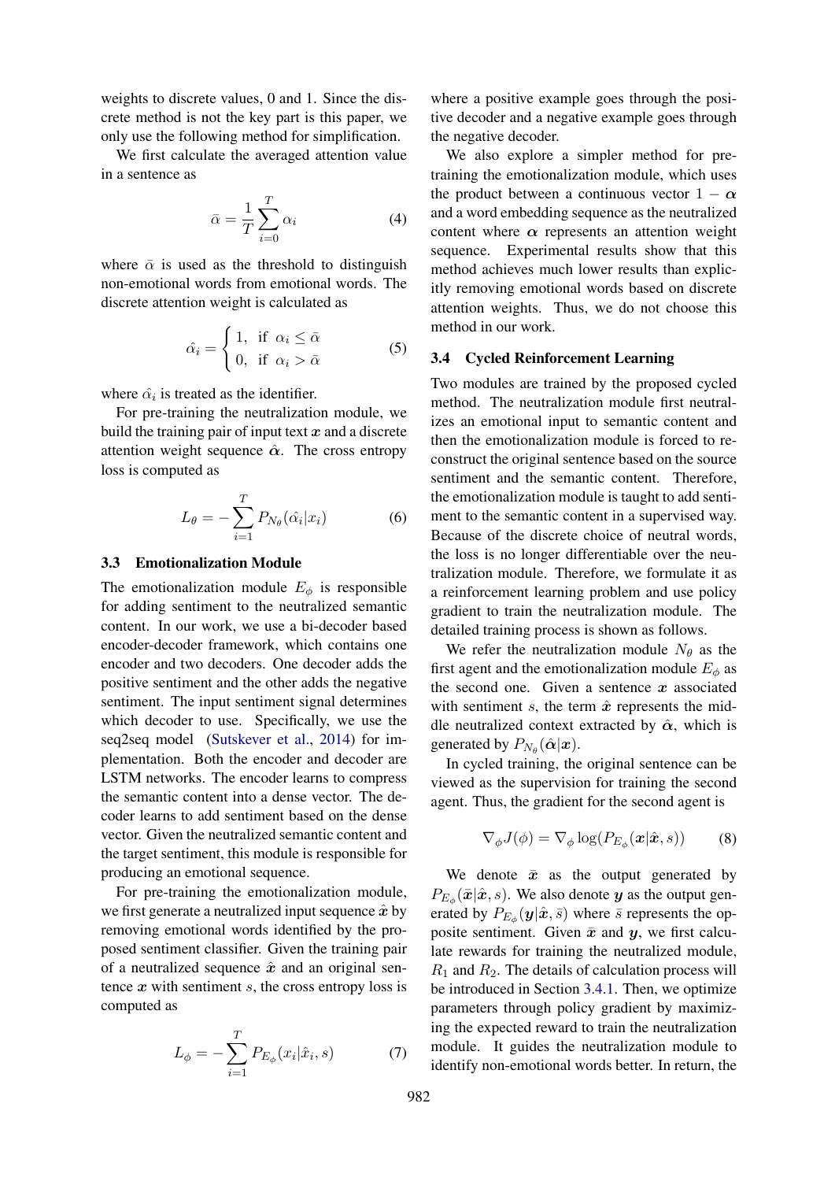weights to discrete values, 0 and 1. Since the discrete method is not the key part is this paper, we only use the following method for simplification.

We first calculate the averaged attention value in a sentence as

$$\bar{\alpha} = \frac{1}{T}\sum_{i=0}^{T} \alpha_i \tag{4}$$

where $\bar{\alpha}$ is used as the threshold to distinguish non-emotional words from emotional words. The discrete attention weight is calculated as

$$\hat{\alpha}_i = \begin{cases} 1, & \text{if } \alpha_i \leq \bar{\alpha} \\ 0, & \text{if } \alpha_i > \bar{\alpha} \end{cases} \tag{5}$$

where $\hat{\alpha}_i$ is treated as the identifier.

For pre-training the neutralization module, we build the training pair of input text $\boldsymbol{x}$ and a discrete attention weight sequence $\hat{\boldsymbol{\alpha}}$. The cross entropy loss is computed as

$$L_\theta = -\sum_{i=1}^{T} P_{N_\theta}(\hat{\alpha}_i | x_i) \tag{6}$$

### 3.3 Emotionalization Module

The emotionalization module $E_\phi$ is responsible for adding sentiment to the neutralized semantic content. In our work, we use a bi-decoder based encoder-decoder framework, which contains one encoder and two decoders. One decoder adds the positive sentiment and the other adds the negative sentiment. The input sentiment signal determines which decoder to use. Specifically, we use the seq2seq model (Sutskever et al., 2014) for implementation. Both the encoder and decoder are LSTM networks. The encoder learns to compress the semantic content into a dense vector. The decoder learns to add sentiment based on the dense vector. Given the neutralized semantic content and the target sentiment, this module is responsible for producing an emotional sequence.

For pre-training the emotionalization module, we first generate a neutralized input sequence $\hat{\boldsymbol{x}}$ by removing emotional words identified by the proposed sentiment classifier. Given the training pair of a neutralized sequence $\hat{\boldsymbol{x}}$ and an original sentence $\boldsymbol{x}$ with sentiment $s$, the cross entropy loss is computed as

$$L_\phi = -\sum_{i=1}^{T} P_{E_\phi}(x_i | \hat{x}_i, s) \tag{7}$$

where a positive example goes through the positive decoder and a negative example goes through the negative decoder.

We also explore a simpler method for pre-training the emotionalization module, which uses the product between a continuous vector $1 - \boldsymbol{\alpha}$ and a word embedding sequence as the neutralized content where $\boldsymbol{\alpha}$ represents an attention weight sequence. Experimental results show that this method achieves much lower results than explicitly removing emotional words based on discrete attention weights. Thus, we do not choose this method in our work.

### 3.4 Cycled Reinforcement Learning

Two modules are trained by the proposed cycled method. The neutralization module first neutralizes an emotional input to semantic content and then the emotionalization module is forced to reconstruct the original sentence based on the source sentiment and the semantic content. Therefore, the emotionalization module is taught to add sentiment to the semantic content in a supervised way. Because of the discrete choice of neutral words, the loss is no longer differentiable over the neutralization module. Therefore, we formulate it as a reinforcement learning problem and use policy gradient to train the neutralization module. The detailed training process is shown as follows.

We refer the neutralization module $N_\theta$ as the first agent and the emotionalization module $E_\phi$ as the second one. Given a sentence $\boldsymbol{x}$ associated with sentiment $s$, the term $\hat{\boldsymbol{x}}$ represents the middle neutralized context extracted by $\hat{\boldsymbol{\alpha}}$, which is generated by $P_{N_\theta}(\hat{\boldsymbol{\alpha}}|\boldsymbol{x})$.

In cycled training, the original sentence can be viewed as the supervision for training the second agent. Thus, the gradient for the second agent is

$$\nabla_\phi J(\phi) = \nabla_\phi \log(P_{E_\phi}(\boldsymbol{x}|\hat{\boldsymbol{x}}, s)) \tag{8}$$

We denote $\bar{\boldsymbol{x}}$ as the output generated by $P_{E_\phi}(\bar{\boldsymbol{x}}|\hat{\boldsymbol{x}}, s)$. We also denote $\boldsymbol{y}$ as the output generated by $P_{E_\phi}(\boldsymbol{y}|\hat{\boldsymbol{x}}, \bar{s})$ where $\bar{s}$ represents the opposite sentiment. Given $\bar{\boldsymbol{x}}$ and $\boldsymbol{y}$, we first calculate rewards for training the neutralized module, $R_1$ and $R_2$. The details of calculation process will be introduced in Section 3.4.1. Then, we optimize parameters through policy gradient by maximizing the expected reward to train the neutralization module. It guides the neutralization module to identify non-emotional words better. In return, the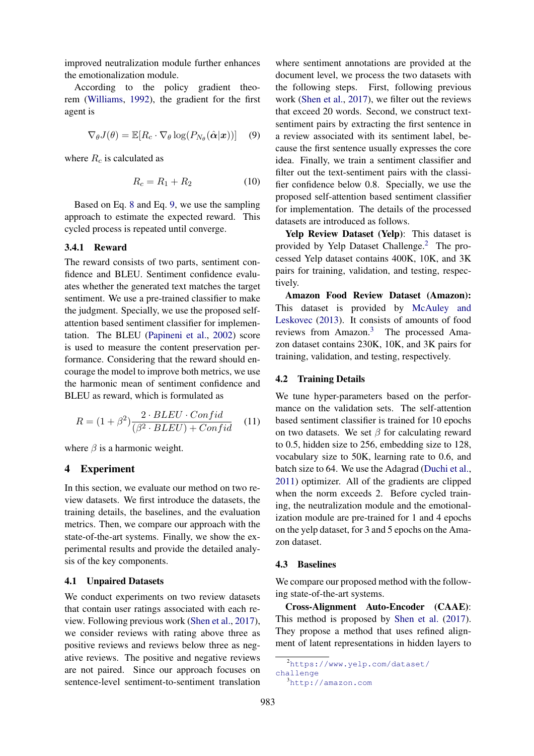improved neutralization module further enhances the emotionalization module.

According to the policy gradient theorem (Williams, 1992), the gradient for the first agent is

$$\nabla_\theta J(\theta) = \mathbb{E}[R_c \cdot \nabla_\theta \log(P_{N_\theta}(\hat{\boldsymbol{\alpha}}|\boldsymbol{x}))] \quad (9)$$

where $R_c$ is calculated as

$$R_c = R_1 + R_2 \quad (10)$$

Based on Eq. 8 and Eq. 9, we use the sampling approach to estimate the expected reward. This cycled process is repeated until converge.

### 3.4.1 Reward

The reward consists of two parts, sentiment confidence and BLEU. Sentiment confidence evaluates whether the generated text matches the target sentiment. We use a pre-trained classifier to make the judgment. Specially, we use the proposed self-attention based sentiment classifier for implementation. The BLEU (Papineni et al., 2002) score is used to measure the content preservation performance. Considering that the reward should encourage the model to improve both metrics, we use the harmonic mean of sentiment confidence and BLEU as reward, which is formulated as

$$R = (1 + \beta^2)\frac{2 \cdot BLEU \cdot Confid}{(\beta^2 \cdot BLEU) + Confid} \quad (11)$$

where $\beta$ is a harmonic weight.

## 4 Experiment

In this section, we evaluate our method on two review datasets. We first introduce the datasets, the training details, the baselines, and the evaluation metrics. Then, we compare our approach with the state-of-the-art systems. Finally, we show the experimental results and provide the detailed analysis of the key components.

### 4.1 Unpaired Datasets

We conduct experiments on two review datasets that contain user ratings associated with each review. Following previous work (Shen et al., 2017), we consider reviews with rating above three as positive reviews and reviews below three as negative reviews. The positive and negative reviews are not paired. Since our approach focuses on sentence-level sentiment-to-sentiment translation where sentiment annotations are provided at the document level, we process the two datasets with the following steps. First, following previous work (Shen et al., 2017), we filter out the reviews that exceed 20 words. Second, we construct text-sentiment pairs by extracting the first sentence in a review associated with its sentiment label, because the first sentence usually expresses the core idea. Finally, we train a sentiment classifier and filter out the text-sentiment pairs with the classifier confidence below 0.8. Specially, we use the proposed self-attention based sentiment classifier for implementation. The details of the processed datasets are introduced as follows.

**Yelp Review Dataset (Yelp)**: This dataset is provided by Yelp Dataset Challenge.[2] The processed Yelp dataset contains 400K, 10K, and 3K pairs for training, validation, and testing, respectively.

**Amazon Food Review Dataset (Amazon):** This dataset is provided by McAuley and Leskovec (2013). It consists of amounts of food reviews from Amazon.[3] The processed Amazon dataset contains 230K, 10K, and 3K pairs for training, validation, and testing, respectively.

### 4.2 Training Details

We tune hyper-parameters based on the performance on the validation sets. The self-attention based sentiment classifier is trained for 10 epochs on two datasets. We set $\beta$ for calculating reward to 0.5, hidden size to 256, embedding size to 128, vocabulary size to 50K, learning rate to 0.6, and batch size to 64. We use the Adagrad (Duchi et al., 2011) optimizer. All of the gradients are clipped when the norm exceeds 2. Before cycled training, the neutralization module and the emotionalization module are pre-trained for 1 and 4 epochs on the yelp dataset, for 3 and 5 epochs on the Amazon dataset.

### 4.3 Baselines

We compare our proposed method with the following state-of-the-art systems.

**Cross-Alignment Auto-Encoder (CAAE)**: This method is proposed by Shen et al. (2017). They propose a method that uses refined alignment of latent representations in hidden layers to

[2] https://www.yelp.com/dataset/challenge

[3] http://amazon.com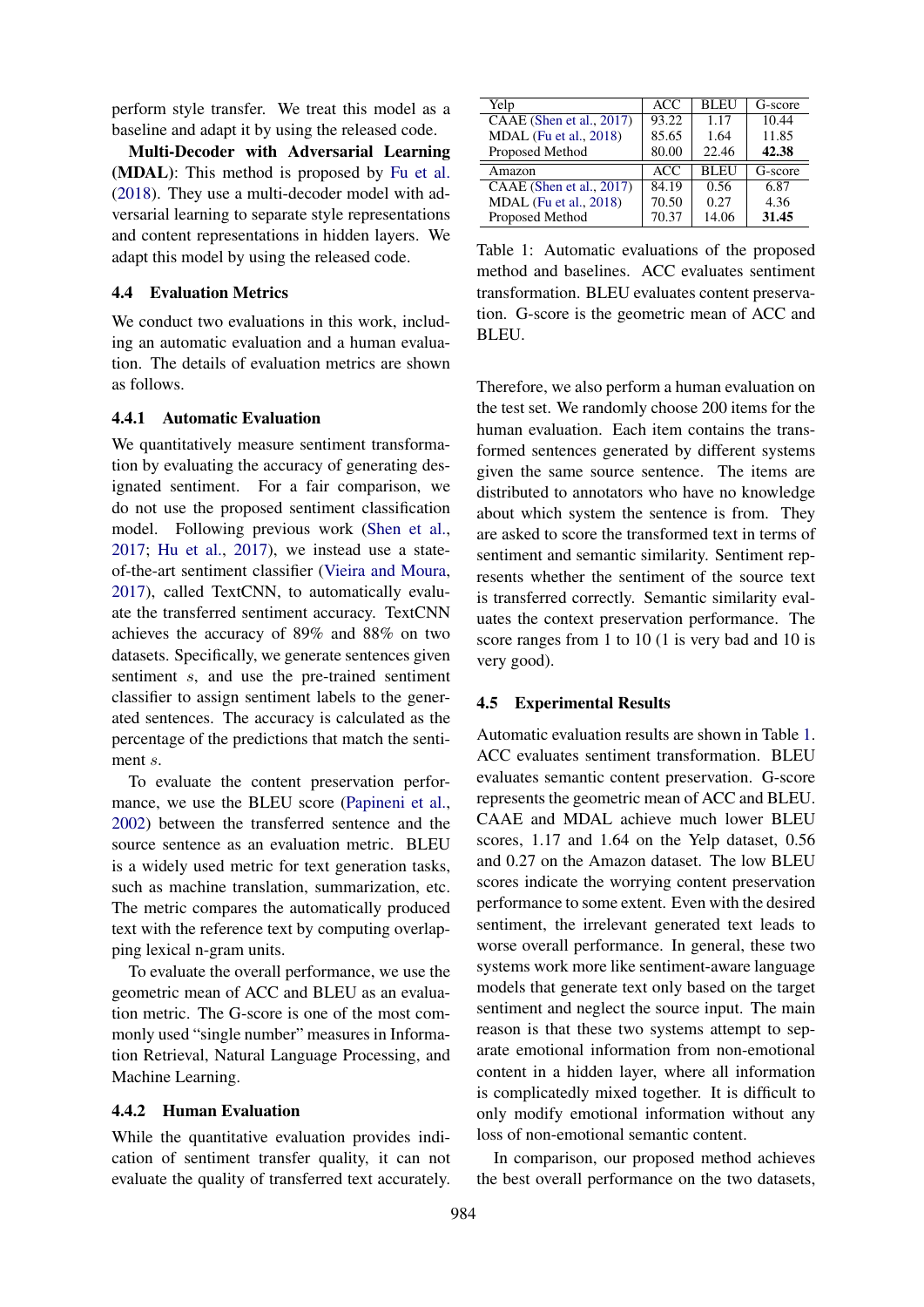perform style transfer. We treat this model as a baseline and adapt it by using the released code.

**Multi-Decoder with Adversarial Learning (MDAL)**: This method is proposed by Fu et al. (2018). They use a multi-decoder model with adversarial learning to separate style representations and content representations in hidden layers. We adapt this model by using the released code.

### 4.4 Evaluation Metrics

We conduct two evaluations in this work, including an automatic evaluation and a human evaluation. The details of evaluation metrics are shown as follows.

#### 4.4.1 Automatic Evaluation

We quantitatively measure sentiment transformation by evaluating the accuracy of generating designated sentiment. For a fair comparison, we do not use the proposed sentiment classification model. Following previous work (Shen et al., 2017; Hu et al., 2017), we instead use a state-of-the-art sentiment classifier (Vieira and Moura, 2017), called TextCNN, to automatically evaluate the transferred sentiment accuracy. TextCNN achieves the accuracy of 89% and 88% on two datasets. Specifically, we generate sentences given sentiment $s$, and use the pre-trained sentiment classifier to assign sentiment labels to the generated sentences. The accuracy is calculated as the percentage of the predictions that match the sentiment $s$.

To evaluate the content preservation performance, we use the BLEU score (Papineni et al., 2002) between the transferred sentence and the source sentence as an evaluation metric. BLEU is a widely used metric for text generation tasks, such as machine translation, summarization, etc. The metric compares the automatically produced text with the reference text by computing overlapping lexical n-gram units.

To evaluate the overall performance, we use the geometric mean of ACC and BLEU as an evaluation metric. The G-score is one of the most commonly used "single number" measures in Information Retrieval, Natural Language Processing, and Machine Learning.

#### 4.4.2 Human Evaluation

While the quantitative evaluation provides indication of sentiment transfer quality, it can not evaluate the quality of transferred text accurately. Therefore, we also perform a human evaluation on the test set. We randomly choose 200 items for the human evaluation. Each item contains the transformed sentences generated by different systems given the same source sentence. The items are distributed to annotators who have no knowledge about which system the sentence is from. They are asked to score the transformed text in terms of sentiment and semantic similarity. Sentiment represents whether the sentiment of the source text is transferred correctly. Semantic similarity evaluates the context preservation performance. The score ranges from 1 to 10 (1 is very bad and 10 is very good).

| Yelp | ACC | BLEU | G-score |
|---|---|---|---|
| CAAE (Shen et al., 2017) | 93.22 | 1.17 | 10.44 |
| MDAL (Fu et al., 2018) | 85.65 | 1.64 | 11.85 |
| Proposed Method | 80.00 | 22.46 | **42.38** |
| **Amazon** | **ACC** | **BLEU** | **G-score** |
| CAAE (Shen et al., 2017) | 84.19 | 0.56 | 6.87 |
| MDAL (Fu et al., 2018) | 70.50 | 0.27 | 4.36 |
| Proposed Method | 70.37 | 14.06 | **31.45** |

Table 1: Automatic evaluations of the proposed method and baselines. ACC evaluates sentiment transformation. BLEU evaluates content preservation. G-score is the geometric mean of ACC and BLEU.

### 4.5 Experimental Results

Automatic evaluation results are shown in Table 1. ACC evaluates sentiment transformation. BLEU evaluates semantic content preservation. G-score represents the geometric mean of ACC and BLEU. CAAE and MDAL achieve much lower BLEU scores, 1.17 and 1.64 on the Yelp dataset, 0.56 and 0.27 on the Amazon dataset. The low BLEU scores indicate the worrying content preservation performance to some extent. Even with the desired sentiment, the irrelevant generated text leads to worse overall performance. In general, these two systems work more like sentiment-aware language models that generate text only based on the target sentiment and neglect the source input. The main reason is that these two systems attempt to separate emotional information from non-emotional content in a hidden layer, where all information is complicatedly mixed together. It is difficult to only modify emotional information without any loss of non-emotional semantic content.

In comparison, our proposed method achieves the best overall performance on the two datasets,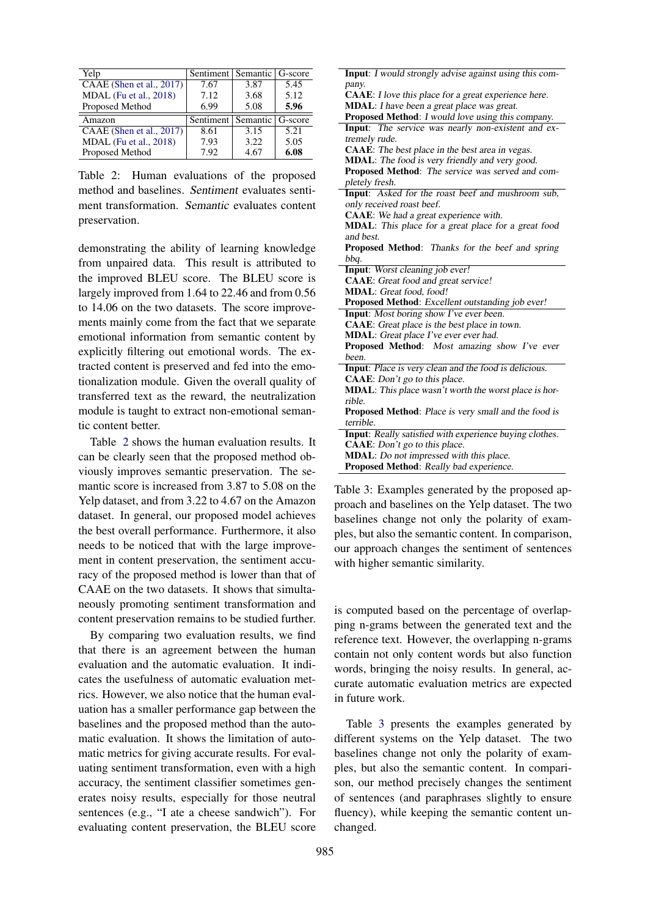| Yelp | Sentiment | Semantic | G-score |
|---|---|---|---|
| CAAE (Shen et al., 2017) | 7.67 | 3.87 | 5.45 |
| MDAL (Fu et al., 2018) | 7.12 | 3.68 | 5.12 |
| Proposed Method | 6.99 | 5.08 | **5.96** |
| **Amazon** | **Sentiment** | **Semantic** | **G-score** |
| CAAE (Shen et al., 2017) | 8.61 | 3.15 | 5.21 |
| MDAL (Fu et al., 2018) | 7.93 | 3.22 | 5.05 |
| Proposed Method | 7.92 | 4.67 | **6.08** |

Table 2: Human evaluations of the proposed method and baselines. *Sentiment* evaluates sentiment transformation. *Semantic* evaluates content preservation.

demonstrating the ability of learning knowledge from unpaired data. This result is attributed to the improved BLEU score. The BLEU score is largely improved from 1.64 to 22.46 and from 0.56 to 14.06 on the two datasets. The score improvements mainly come from the fact that we separate emotional information from semantic content by explicitly filtering out emotional words. The extracted content is preserved and fed into the emotionalization module. Given the overall quality of transferred text as the reward, the neutralization module is taught to extract non-emotional semantic content better.

Table 2 shows the human evaluation results. It can be clearly seen that the proposed method obviously improves semantic preservation. The semantic score is increased from 3.87 to 5.08 on the Yelp dataset, and from 3.22 to 4.67 on the Amazon dataset. In general, our proposed model achieves the best overall performance. Furthermore, it also needs to be noticed that with the large improvement in content preservation, the sentiment accuracy of the proposed method is lower than that of CAAE on the two datasets. It shows that simultaneously promoting sentiment transformation and content preservation remains to be studied further.

By comparing two evaluation results, we find that there is an agreement between the human evaluation and the automatic evaluation. It indicates the usefulness of automatic evaluation metrics. However, we also notice that the human evaluation has a smaller performance gap between the baselines and the proposed method than the automatic evaluation. It shows the limitation of automatic metrics for giving accurate results. For evaluating sentiment transformation, even with a high accuracy, the sentiment classifier sometimes generates noisy results, especially for those neutral sentences (e.g., "I ate a cheese sandwich"). For evaluating content preservation, the BLEU score is computed based on the percentage of overlapping n-grams between the generated text and the reference text. However, the overlapping n-grams contain not only content words but also function words, bringing the noisy results. In general, accurate automatic evaluation metrics are expected in future work.

**Input**: *I would strongly advise against using this company.*
**CAAE**: *I love this place for a great experience here.*
**MDAL**: *I have been a great place was great.*
**Proposed Method**: *I would love using this company.*

**Input**: *The service was nearly non-existent and extremely rude.*
**CAAE**: *The best place in the best area in vegas.*
**MDAL**: *The food is very friendly and very good.*
**Proposed Method**: *The service was served and completely fresh.*

**Input**: *Asked for the roast beef and mushroom sub, only received roast beef.*
**CAAE**: *We had a great experience with.*
**MDAL**: *This place for a great place for a great food and best.*
**Proposed Method**: *Thanks for the beef and spring bbq.*

**Input**: *Worst cleaning job ever!*
**CAAE**: *Great food and great service!*
**MDAL**: *Great food, food!*
**Proposed Method**: *Excellent outstanding job ever!*

**Input**: *Most boring show I've ever been.*
**CAAE**: *Great place is the best place in town.*
**MDAL**: *Great place I've ever ever had.*
**Proposed Method**: *Most amazing show I've ever been.*

**Input**: *Place is very clean and the food is delicious.*
**CAAE**: *Don't go to this place.*
**MDAL**: *This place wasn't worth the worst place is horrible.*
**Proposed Method**: *Place is very small and the food is terrible.*

**Input**: *Really satisfied with experience buying clothes.*
**CAAE**: *Don't go to this place.*
**MDAL**: *Do not impressed with this place.*
**Proposed Method**: *Really bad experience.*

Table 3: Examples generated by the proposed approach and baselines on the Yelp dataset. The two baselines change not only the polarity of examples, but also the semantic content. In comparison, our approach changes the sentiment of sentences with higher semantic similarity.

Table 3 presents the examples generated by different systems on the Yelp dataset. The two baselines change not only the polarity of examples, but also the semantic content. In comparison, our method precisely changes the sentiment of sentences (and paraphrases slightly to ensure fluency), while keeping the semantic content unchanged.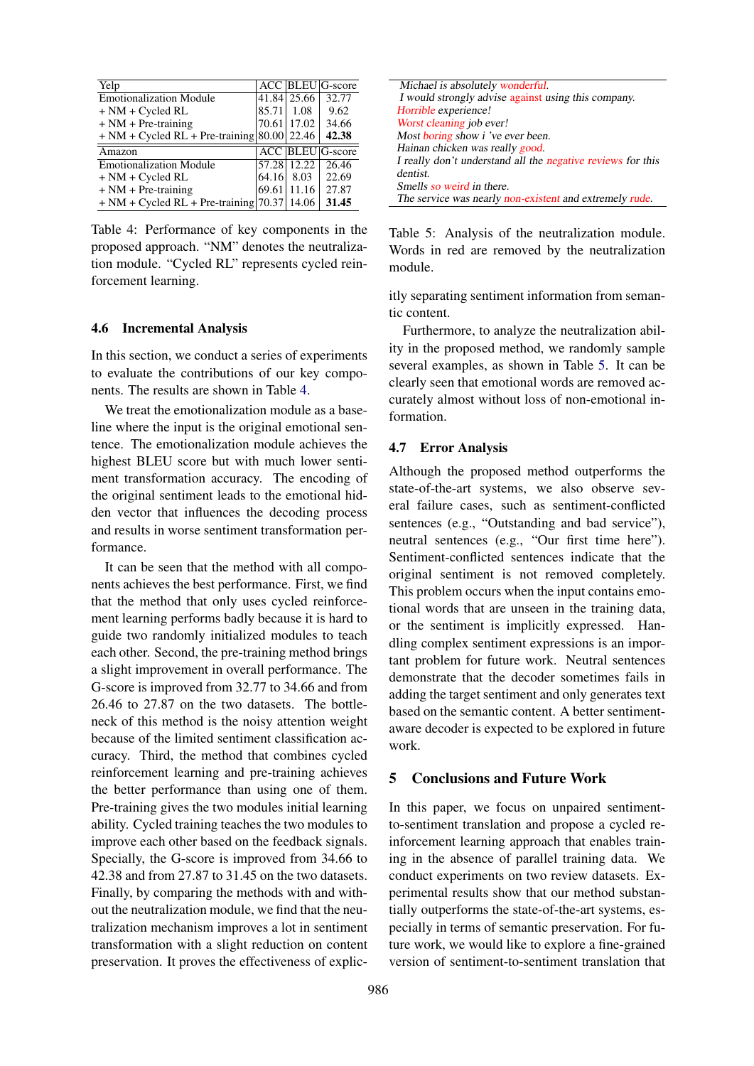| Yelp | ACC | BLEU | G-score |
|---|---|---|---|
| Emotionalization Module | 41.84 | 25.66 | 32.77 |
| + NM + Cycled RL | 85.71 | 1.08 | 9.62 |
| + NM + Pre-training | 70.61 | 17.02 | 34.66 |
| + NM + Cycled RL + Pre-training | 80.00 | 22.46 | **42.38** |
| **Amazon** | **ACC** | **BLEU** | **G-score** |
| Emotionalization Module | 57.28 | 12.22 | 26.46 |
| + NM + Cycled RL | 64.16 | 8.03 | 22.69 |
| + NM + Pre-training | 69.61 | 11.16 | 27.87 |
| + NM + Cycled RL + Pre-training | 70.37 | 14.06 | **31.45** |

Table 4: Performance of key components in the proposed approach. "NM" denotes the neutralization module. "Cycled RL" represents cycled reinforcement learning.

### 4.6 Incremental Analysis

In this section, we conduct a series of experiments to evaluate the contributions of our key components. The results are shown in Table 4.

We treat the emotionalization module as a baseline where the input is the original emotional sentence. The emotionalization module achieves the highest BLEU score but with much lower sentiment transformation accuracy. The encoding of the original sentiment leads to the emotional hidden vector that influences the decoding process and results in worse sentiment transformation performance.

It can be seen that the method with all components achieves the best performance. First, we find that the method that only uses cycled reinforcement learning performs badly because it is hard to guide two randomly initialized modules to teach each other. Second, the pre-training method brings a slight improvement in overall performance. The G-score is improved from 32.77 to 34.66 and from 26.46 to 27.87 on the two datasets. The bottleneck of this method is the noisy attention weight because of the limited sentiment classification accuracy. Third, the method that combines cycled reinforcement learning and pre-training achieves the better performance than using one of them. Pre-training gives the two modules initial learning ability. Cycled training teaches the two modules to improve each other based on the feedback signals. Specially, the G-score is improved from 34.66 to 42.38 and from 27.87 to 31.45 on the two datasets. Finally, by comparing the methods with and without the neutralization module, we find that the neutralization mechanism improves a lot in sentiment transformation with a slight reduction on content preservation. It proves the effectiveness of explicitly separating sentiment information from semantic content.

| |
|---|
| *Michael is absolutely wonderful.* |
| *I would strongly advise against using this company.* |
| *Horrible experience!* |
| *Worst cleaning job ever!* |
| *Most boring show i 've ever been.* |
| *Hainan chicken was really good.* |
| *I really don't understand all the negative reviews for this dentist.* |
| *Smells so weird in there.* |
| *The service was nearly non-existent and extremely rude.* |

Table 5: Analysis of the neutralization module. Words in red are removed by the neutralization module.

Furthermore, to analyze the neutralization ability in the proposed method, we randomly sample several examples, as shown in Table 5. It can be clearly seen that emotional words are removed accurately almost without loss of non-emotional information.

### 4.7 Error Analysis

Although the proposed method outperforms the state-of-the-art systems, we also observe several failure cases, such as sentiment-conflicted sentences (e.g., "Outstanding and bad service"), neutral sentences (e.g., "Our first time here"). Sentiment-conflicted sentences indicate that the original sentiment is not removed completely. This problem occurs when the input contains emotional words that are unseen in the training data, or the sentiment is implicitly expressed. Handling complex sentiment expressions is an important problem for future work. Neutral sentences demonstrate that the decoder sometimes fails in adding the target sentiment and only generates text based on the semantic content. A better sentiment-aware decoder is expected to be explored in future work.

## 5 Conclusions and Future Work

In this paper, we focus on unpaired sentiment-to-sentiment translation and propose a cycled reinforcement learning approach that enables training in the absence of parallel training data. We conduct experiments on two review datasets. Experimental results show that our method substantially outperforms the state-of-the-art systems, especially in terms of semantic preservation. For future work, we would like to explore a fine-grained version of sentiment-to-sentiment translation that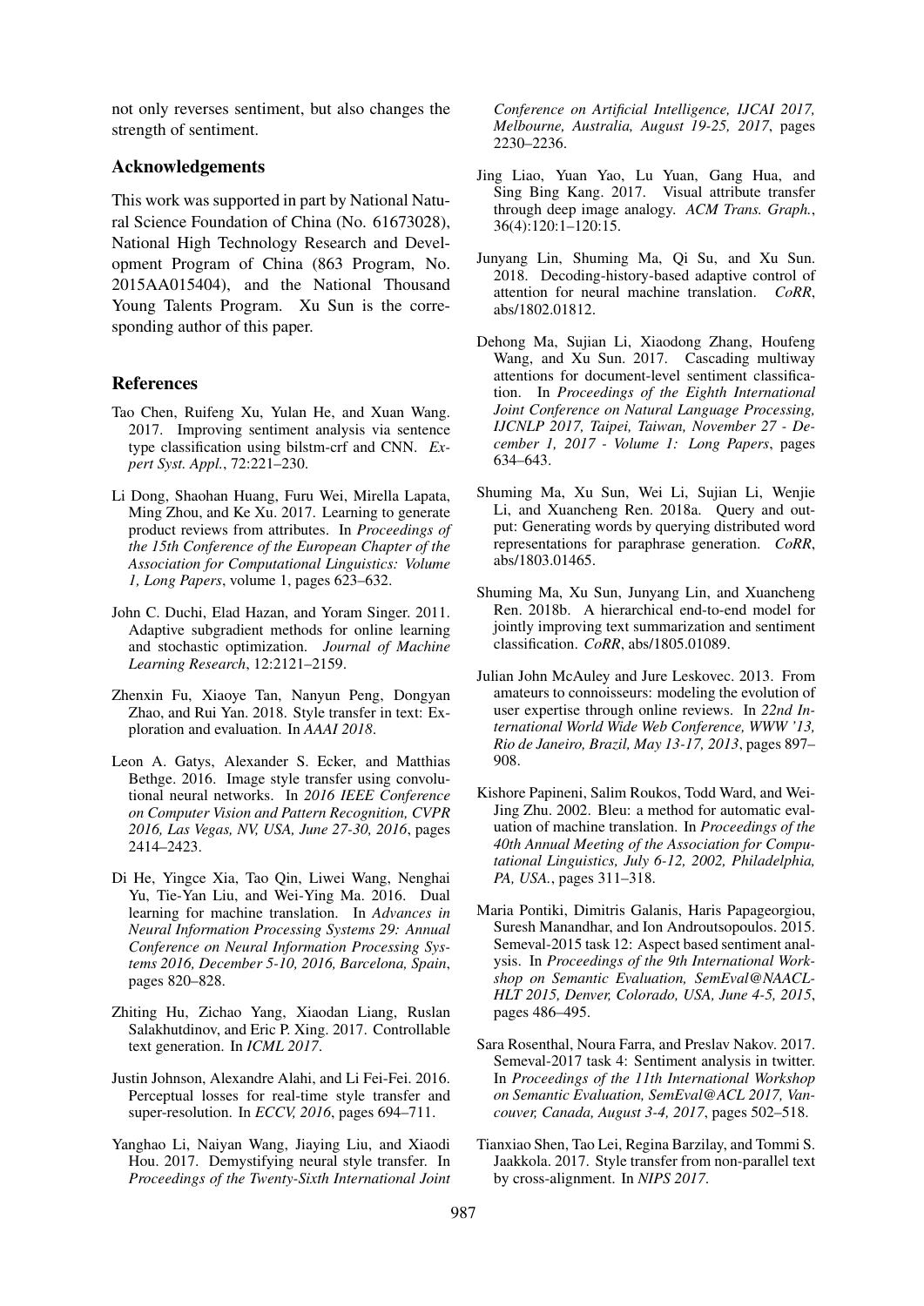not only reverses sentiment, but also changes the strength of sentiment.

## Acknowledgements

This work was supported in part by National Natural Science Foundation of China (No. 61673028), National High Technology Research and Development Program of China (863 Program, No. 2015AA015404), and the National Thousand Young Talents Program. Xu Sun is the corresponding author of this paper.

## References

Tao Chen, Ruifeng Xu, Yulan He, and Xuan Wang. 2017. Improving sentiment analysis via sentence type classification using bilstm-crf and CNN. *Expert Syst. Appl.*, 72:221–230.

Li Dong, Shaohan Huang, Furu Wei, Mirella Lapata, Ming Zhou, and Ke Xu. 2017. Learning to generate product reviews from attributes. In *Proceedings of the 15th Conference of the European Chapter of the Association for Computational Linguistics: Volume 1, Long Papers*, volume 1, pages 623–632.

John C. Duchi, Elad Hazan, and Yoram Singer. 2011. Adaptive subgradient methods for online learning and stochastic optimization. *Journal of Machine Learning Research*, 12:2121–2159.

Zhenxin Fu, Xiaoye Tan, Nanyun Peng, Dongyan Zhao, and Rui Yan. 2018. Style transfer in text: Exploration and evaluation. In *AAAI 2018*.

Leon A. Gatys, Alexander S. Ecker, and Matthias Bethge. 2016. Image style transfer using convolutional neural networks. In *2016 IEEE Conference on Computer Vision and Pattern Recognition, CVPR 2016, Las Vegas, NV, USA, June 27-30, 2016*, pages 2414–2423.

Di He, Yingce Xia, Tao Qin, Liwei Wang, Nenghai Yu, Tie-Yan Liu, and Wei-Ying Ma. 2016. Dual learning for machine translation. In *Advances in Neural Information Processing Systems 29: Annual Conference on Neural Information Processing Systems 2016, December 5-10, 2016, Barcelona, Spain*, pages 820–828.

Zhiting Hu, Zichao Yang, Xiaodan Liang, Ruslan Salakhutdinov, and Eric P. Xing. 2017. Controllable text generation. In *ICML 2017*.

Justin Johnson, Alexandre Alahi, and Li Fei-Fei. 2016. Perceptual losses for real-time style transfer and super-resolution. In *ECCV, 2016*, pages 694–711.

Yanghao Li, Naiyan Wang, Jiaying Liu, and Xiaodi Hou. 2017. Demystifying neural style transfer. In *Proceedings of the Twenty-Sixth International Joint Conference on Artificial Intelligence, IJCAI 2017, Melbourne, Australia, August 19-25, 2017*, pages 2230–2236.

Jing Liao, Yuan Yao, Lu Yuan, Gang Hua, and Sing Bing Kang. 2017. Visual attribute transfer through deep image analogy. *ACM Trans. Graph.*, 36(4):120:1–120:15.

Junyang Lin, Shuming Ma, Qi Su, and Xu Sun. 2018. Decoding-history-based adaptive control of attention for neural machine translation. *CoRR*, abs/1802.01812.

Dehong Ma, Sujian Li, Xiaodong Zhang, Houfeng Wang, and Xu Sun. 2017. Cascading multiway attentions for document-level sentiment classification. In *Proceedings of the Eighth International Joint Conference on Natural Language Processing, IJCNLP 2017, Taipei, Taiwan, November 27 - December 1, 2017 - Volume 1: Long Papers*, pages 634–643.

Shuming Ma, Xu Sun, Wei Li, Sujian Li, Wenjie Li, and Xuancheng Ren. 2018a. Query and output: Generating words by querying distributed word representations for paraphrase generation. *CoRR*, abs/1803.01465.

Shuming Ma, Xu Sun, Junyang Lin, and Xuancheng Ren. 2018b. A hierarchical end-to-end model for jointly improving text summarization and sentiment classification. *CoRR*, abs/1805.01089.

Julian John McAuley and Jure Leskovec. 2013. From amateurs to connoisseurs: modeling the evolution of user expertise through online reviews. In *22nd International World Wide Web Conference, WWW '13, Rio de Janeiro, Brazil, May 13-17, 2013*, pages 897–908.

Kishore Papineni, Salim Roukos, Todd Ward, and Wei-Jing Zhu. 2002. Bleu: a method for automatic evaluation of machine translation. In *Proceedings of the 40th Annual Meeting of the Association for Computational Linguistics, July 6-12, 2002, Philadelphia, PA, USA.*, pages 311–318.

Maria Pontiki, Dimitris Galanis, Haris Papageorgiou, Suresh Manandhar, and Ion Androutsopoulos. 2015. Semeval-2015 task 12: Aspect based sentiment analysis. In *Proceedings of the 9th International Workshop on Semantic Evaluation, SemEval@NAACL-HLT 2015, Denver, Colorado, USA, June 4-5, 2015*, pages 486–495.

Sara Rosenthal, Noura Farra, and Preslav Nakov. 2017. Semeval-2017 task 4: Sentiment analysis in twitter. In *Proceedings of the 11th International Workshop on Semantic Evaluation, SemEval@ACL 2017, Vancouver, Canada, August 3-4, 2017*, pages 502–518.

Tianxiao Shen, Tao Lei, Regina Barzilay, and Tommi S. Jaakkola. 2017. Style transfer from non-parallel text by cross-alignment. In *NIPS 2017*.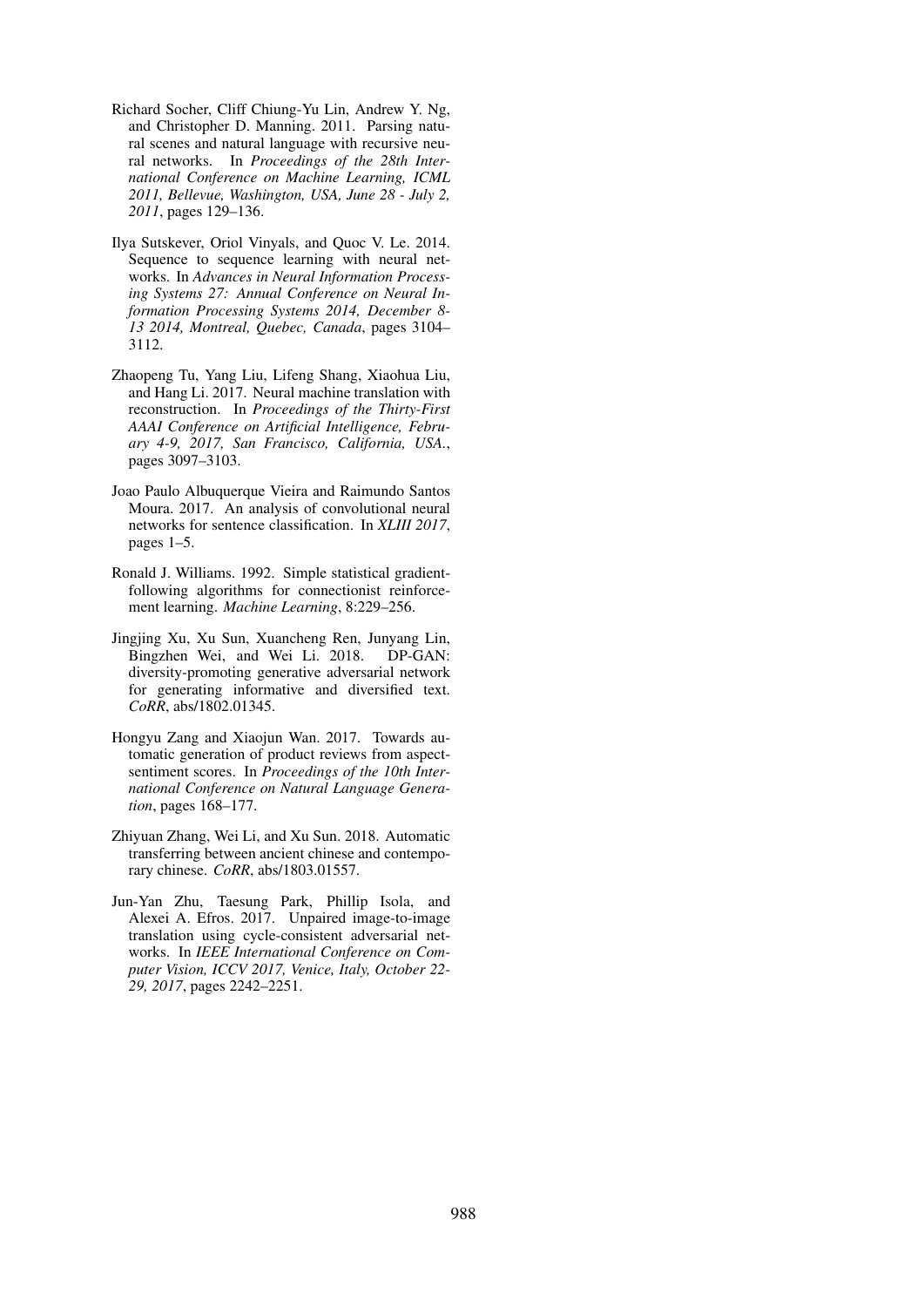Richard Socher, Cliff Chiung-Yu Lin, Andrew Y. Ng, and Christopher D. Manning. 2011. Parsing natural scenes and natural language with recursive neural networks. In *Proceedings of the 28th International Conference on Machine Learning, ICML 2011, Bellevue, Washington, USA, June 28 - July 2, 2011*, pages 129–136.

Ilya Sutskever, Oriol Vinyals, and Quoc V. Le. 2014. Sequence to sequence learning with neural networks. In *Advances in Neural Information Processing Systems 27: Annual Conference on Neural Information Processing Systems 2014, December 8-13 2014, Montreal, Quebec, Canada*, pages 3104–3112.

Zhaopeng Tu, Yang Liu, Lifeng Shang, Xiaohua Liu, and Hang Li. 2017. Neural machine translation with reconstruction. In *Proceedings of the Thirty-First AAAI Conference on Artificial Intelligence, February 4-9, 2017, San Francisco, California, USA.*, pages 3097–3103.

Joao Paulo Albuquerque Vieira and Raimundo Santos Moura. 2017. An analysis of convolutional neural networks for sentence classification. In *XLIII 2017*, pages 1–5.

Ronald J. Williams. 1992. Simple statistical gradient-following algorithms for connectionist reinforcement learning. *Machine Learning*, 8:229–256.

Jingjing Xu, Xu Sun, Xuancheng Ren, Junyang Lin, Bingzhen Wei, and Wei Li. 2018. DP-GAN: diversity-promoting generative adversarial network for generating informative and diversified text. *CoRR*, abs/1802.01345.

Hongyu Zang and Xiaojun Wan. 2017. Towards automatic generation of product reviews from aspect-sentiment scores. In *Proceedings of the 10th International Conference on Natural Language Generation*, pages 168–177.

Zhiyuan Zhang, Wei Li, and Xu Sun. 2018. Automatic transferring between ancient chinese and contemporary chinese. *CoRR*, abs/1803.01557.

Jun-Yan Zhu, Taesung Park, Phillip Isola, and Alexei A. Efros. 2017. Unpaired image-to-image translation using cycle-consistent adversarial networks. In *IEEE International Conference on Computer Vision, ICCV 2017, Venice, Italy, October 22-29, 2017*, pages 2242–2251.